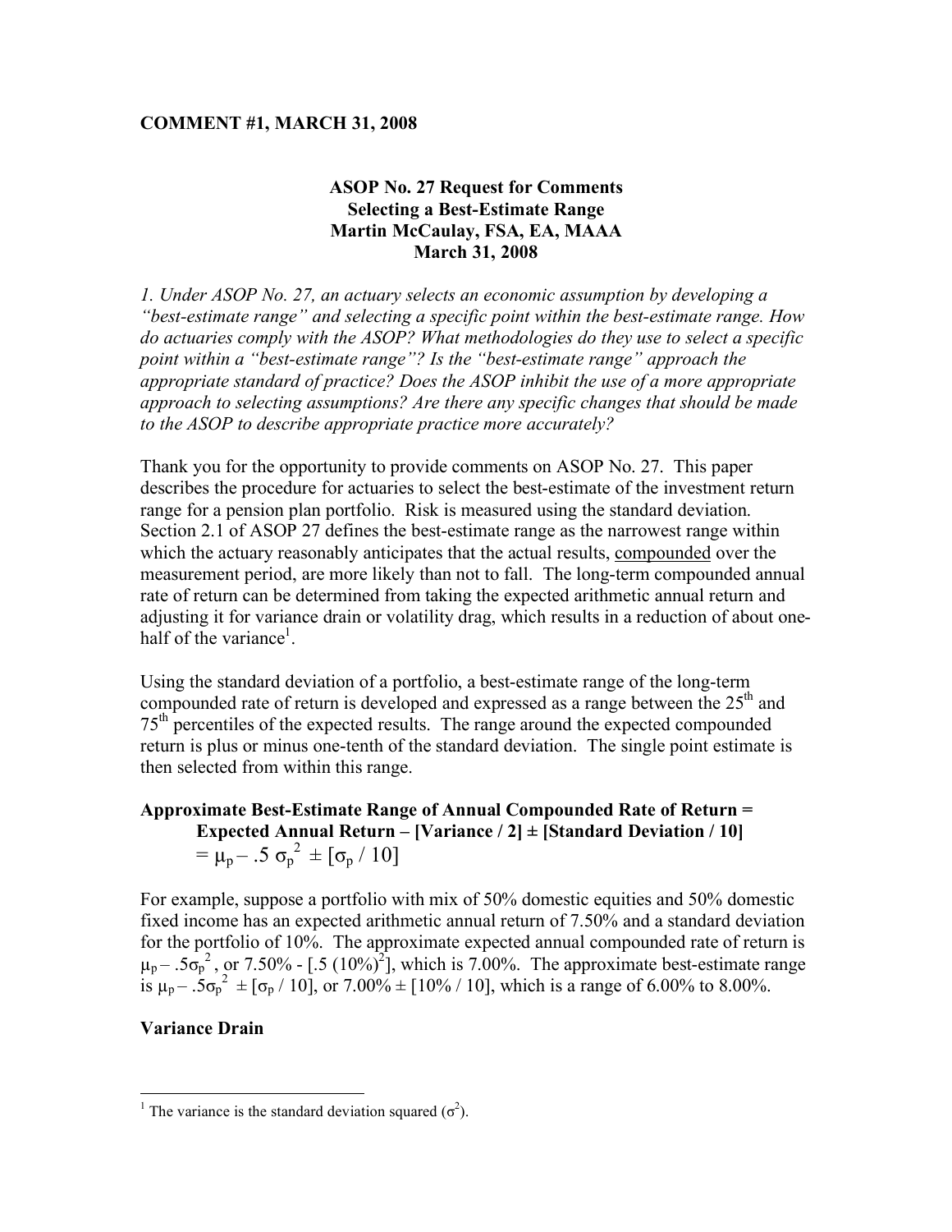**COMMENT #1, MARCH 31, 2008**

**ASOP No. 27 Request for Comments**
**Selecting a Best-Estimate Range**
**Martin McCaulay, FSA, EA, MAAA**
**March 31, 2008**

*1. Under ASOP No. 27, an actuary selects an economic assumption by developing a "best-estimate range" and selecting a specific point within the best-estimate range. How do actuaries comply with the ASOP? What methodologies do they use to select a specific point within a "best-estimate range"? Is the "best-estimate range" approach the appropriate standard of practice? Does the ASOP inhibit the use of a more appropriate approach to selecting assumptions? Are there any specific changes that should be made to the ASOP to describe appropriate practice more accurately?*

Thank you for the opportunity to provide comments on ASOP No. 27. This paper describes the procedure for actuaries to select the best-estimate of the investment return range for a pension plan portfolio. Risk is measured using the standard deviation. Section 2.1 of ASOP 27 defines the best-estimate range as the narrowest range within which the actuary reasonably anticipates that the actual results, compounded over the measurement period, are more likely than not to fall. The long-term compounded annual rate of return can be determined from taking the expected arithmetic annual return and adjusting it for variance drain or volatility drag, which results in a reduction of about one-half of the variance[1].

Using the standard deviation of a portfolio, a best-estimate range of the long-term compounded rate of return is developed and expressed as a range between the 25th and 75th percentiles of the expected results. The range around the expected compounded return is plus or minus one-tenth of the standard deviation. The single point estimate is then selected from within this range.

**Approximate Best-Estimate Range of Annual Compounded Rate of Return = Expected Annual Return – [Variance / 2] ± [Standard Deviation / 10]**

$$= \mu_p - .5\,\sigma_p^2 \pm [\sigma_p / 10]$$

For example, suppose a portfolio with mix of 50% domestic equities and 50% domestic fixed income has an expected arithmetic annual return of 7.50% and a standard deviation for the portfolio of 10%. The approximate expected annual compounded rate of return is $\mu_p - .5\sigma_p^2$, or 7.50% - [.5 (10%)$^2$], which is 7.00%. The approximate best-estimate range is $\mu_p - .5\sigma_p^2 \pm [\sigma_p / 10]$, or 7.00% ± [10% / 10], which is a range of 6.00% to 8.00%.

**Variance Drain**

[1] The variance is the standard deviation squared ($\sigma^2$).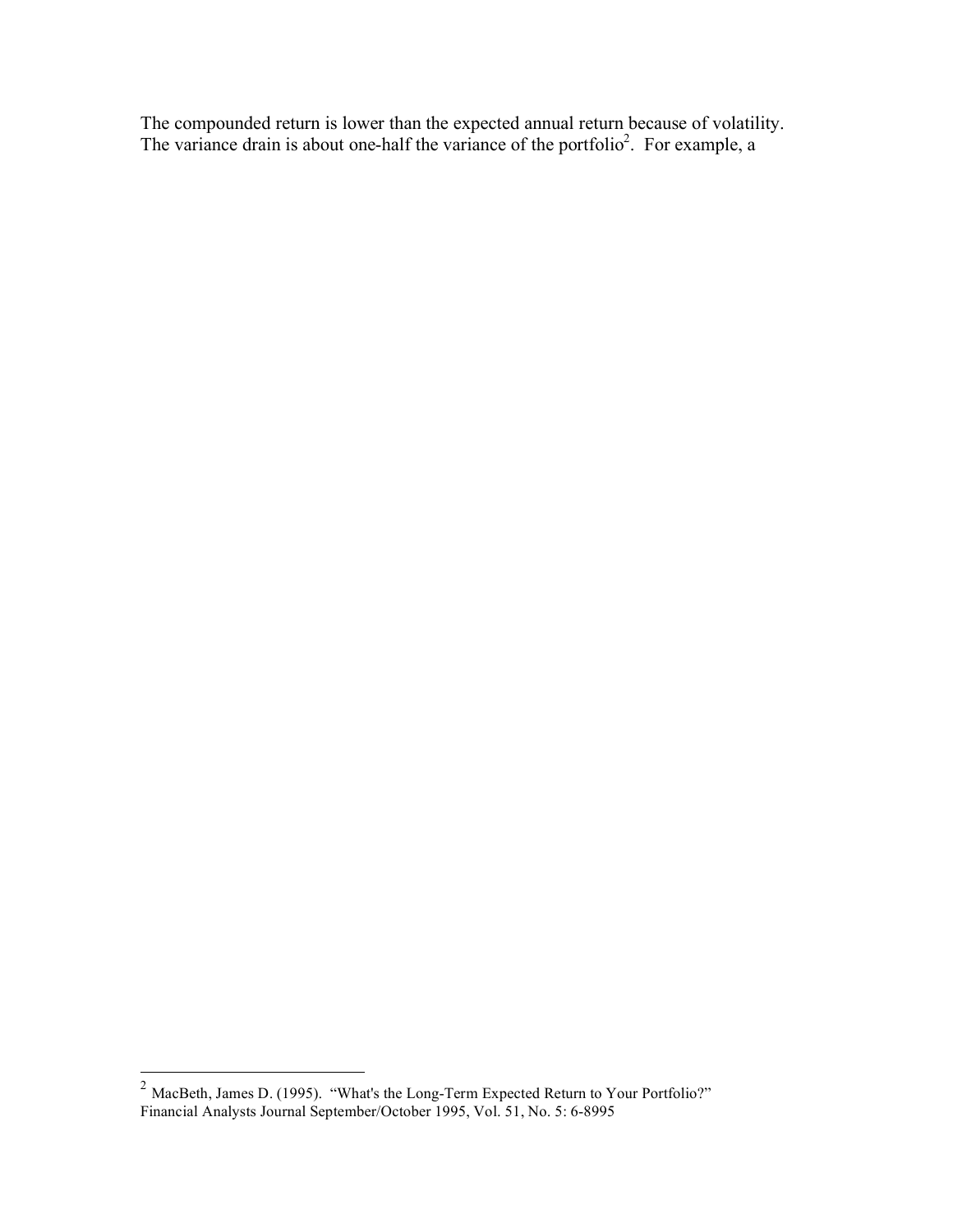The compounded return is lower than the expected annual return because of volatility. The variance drain is about one-half the variance of the portfolio[2]. For example, a

---

[2] MacBeth, James D. (1995). "What's the Long-Term Expected Return to Your Portfolio?" Financial Analysts Journal September/October 1995, Vol. 51, No. 5: 6-8995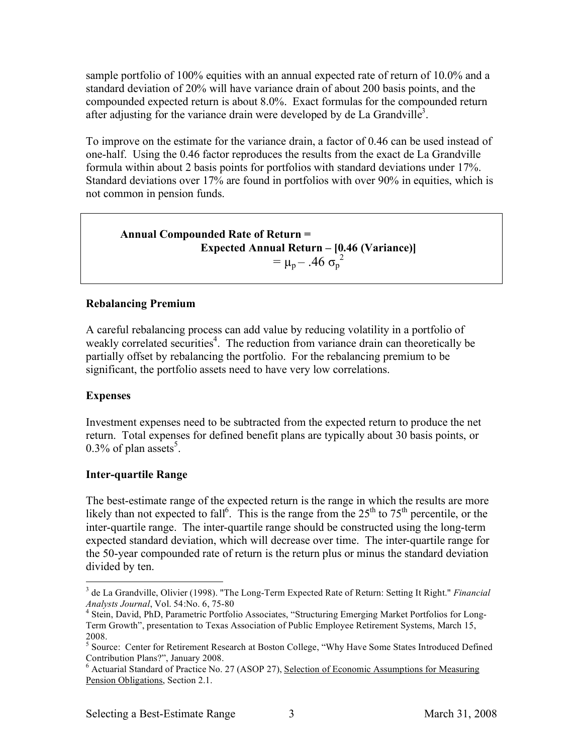sample portfolio of 100% equities with an annual expected rate of return of 10.0% and a standard deviation of 20% will have variance drain of about 200 basis points, and the compounded expected return is about 8.0%. Exact formulas for the compounded return after adjusting for the variance drain were developed by de La Grandville[3].

To improve on the estimate for the variance drain, a factor of 0.46 can be used instead of one-half. Using the 0.46 factor reproduces the results from the exact de La Grandville formula within about 2 basis points for portfolios with standard deviations under 17%. Standard deviations over 17% are found in portfolios with over 90% in equities, which is not common in pension funds.

> **Annual Compounded Rate of Return =**
> **Expected Annual Return – [0.46 (Variance)]**
> $$= \mu_p - .46\,\sigma_p^2$$

### Rebalancing Premium

A careful rebalancing process can add value by reducing volatility in a portfolio of weakly correlated securities[4]. The reduction from variance drain can theoretically be partially offset by rebalancing the portfolio. For the rebalancing premium to be significant, the portfolio assets need to have very low correlations.

### Expenses

Investment expenses need to be subtracted from the expected return to produce the net return. Total expenses for defined benefit plans are typically about 30 basis points, or 0.3% of plan assets[5].

### Inter-quartile Range

The best-estimate range of the expected return is the range in which the results are more likely than not expected to fall[6]. This is the range from the 25th to 75th percentile, or the inter-quartile range. The inter-quartile range should be constructed using the long-term expected standard deviation, which will decrease over time. The inter-quartile range for the 50-year compounded rate of return is the return plus or minus the standard deviation divided by ten.

---

[3] de La Grandville, Olivier (1998). "The Long-Term Expected Rate of Return: Setting It Right." *Financial Analysts Journal*, Vol. 54:No. 6, 75-80

[4] Stein, David, PhD, Parametric Portfolio Associates, "Structuring Emerging Market Portfolios for Long-Term Growth", presentation to Texas Association of Public Employee Retirement Systems, March 15, 2008.

[5] Source: Center for Retirement Research at Boston College, "Why Have Some States Introduced Defined Contribution Plans?", January 2008.

[6] Actuarial Standard of Practice No. 27 (ASOP 27), Selection of Economic Assumptions for Measuring Pension Obligations, Section 2.1.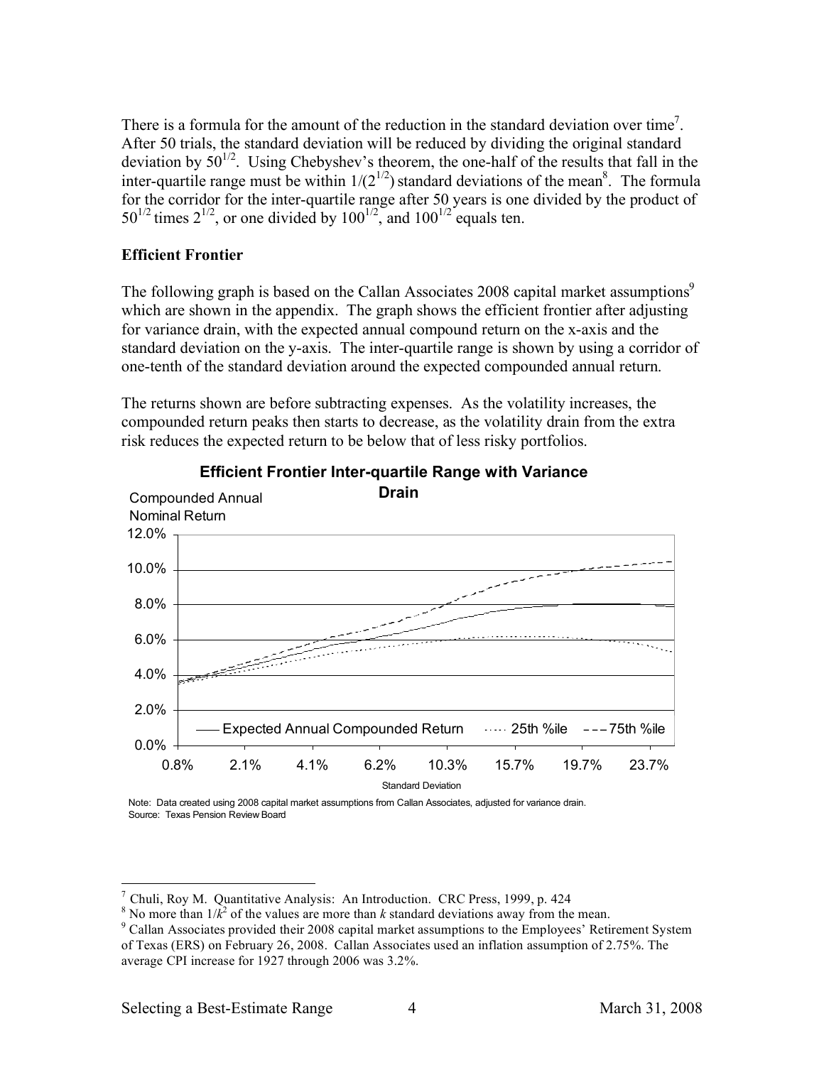There is a formula for the amount of the reduction in the standard deviation over time[7]. After 50 trials, the standard deviation will be reduced by dividing the original standard deviation by $50^{1/2}$. Using Chebyshev's theorem, the one-half of the results that fall in the inter-quartile range must be within $1/(2^{1/2})$ standard deviations of the mean[8]. The formula for the corridor for the inter-quartile range after 50 years is one divided by the product of $50^{1/2}$ times $2^{1/2}$, or one divided by $100^{1/2}$, and $100^{1/2}$ equals ten.

**Efficient Frontier**

The following graph is based on the Callan Associates 2008 capital market assumptions[9] which are shown in the appendix. The graph shows the efficient frontier after adjusting for variance drain, with the expected annual compound return on the x-axis and the standard deviation on the y-axis. The inter-quartile range is shown by using a corridor of one-tenth of the standard deviation around the expected compounded annual return.

The returns shown are before subtracting expenses. As the volatility increases, the compounded return peaks then starts to decrease, as the volatility drain from the extra risk reduces the expected return to be below that of less risky portfolios.

**Efficient Frontier Inter-quartile Range with Variance Drain**

Compounded Annual Nominal Return

Note: Data created using 2008 capital market assumptions from Callan Associates, adjusted for variance drain.
Source: Texas Pension Review Board

---

[7] Chuli, Roy M. Quantitative Analysis: An Introduction. CRC Press, 1999, p. 424

[8] No more than $1/k^2$ of the values are more than $k$ standard deviations away from the mean.

[9] Callan Associates provided their 2008 capital market assumptions to the Employees' Retirement System of Texas (ERS) on February 26, 2008. Callan Associates used an inflation assumption of 2.75%. The average CPI increase for 1927 through 2006 was 3.2%.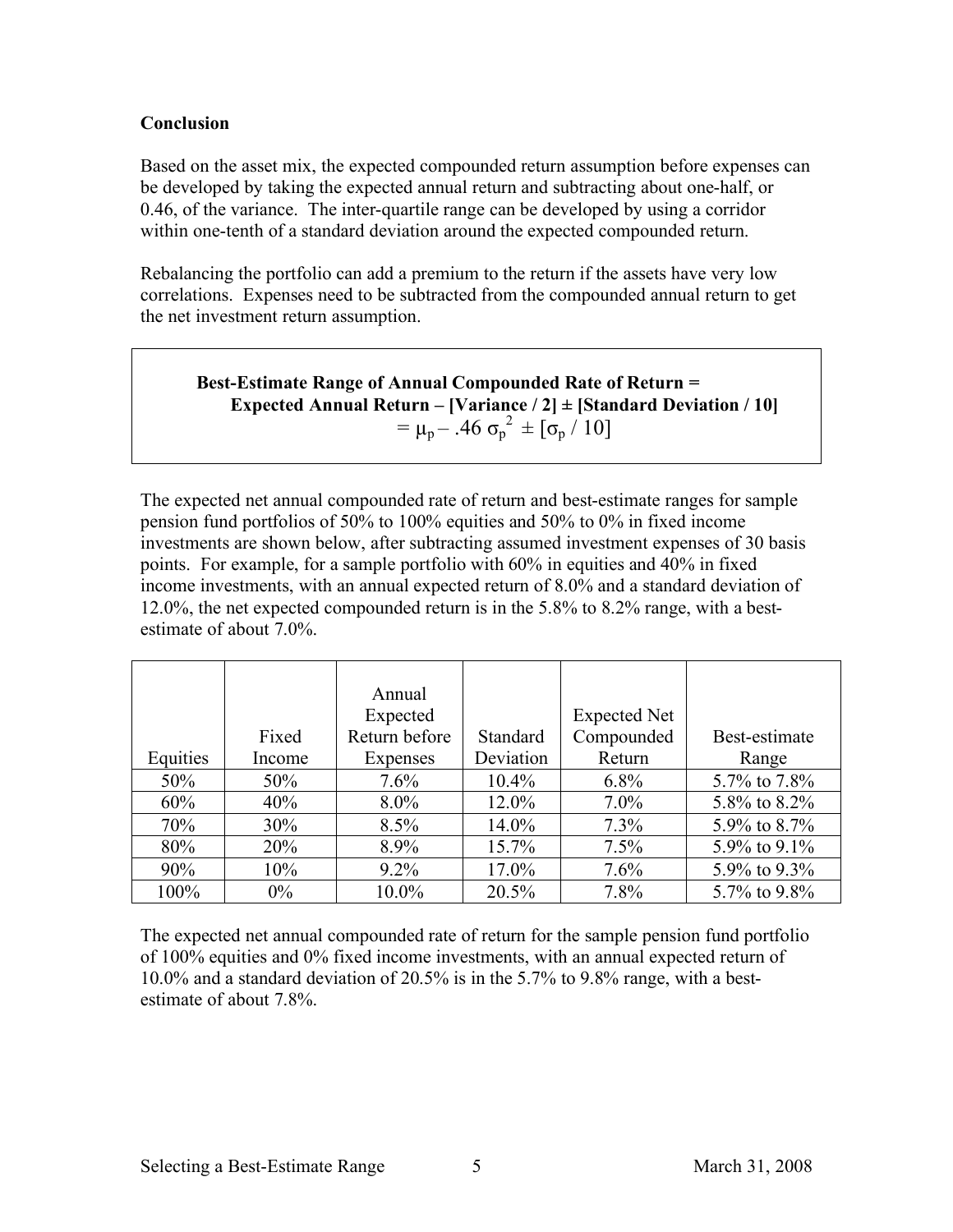**Conclusion**

Based on the asset mix, the expected compounded return assumption before expenses can be developed by taking the expected annual return and subtracting about one-half, or 0.46, of the variance. The inter-quartile range can be developed by using a corridor within one-tenth of a standard deviation around the expected compounded return.

Rebalancing the portfolio can add a premium to the return if the assets have very low correlations. Expenses need to be subtracted from the compounded annual return to get the net investment return assumption.

> **Best-Estimate Range of Annual Compounded Rate of Return =**
> **Expected Annual Return – [Variance / 2] ± [Standard Deviation / 10]**
> $= \mu_p - .46\,\sigma_p^2 \pm [\sigma_p / 10]$

The expected net annual compounded rate of return and best-estimate ranges for sample pension fund portfolios of 50% to 100% equities and 50% to 0% in fixed income investments are shown below, after subtracting assumed investment expenses of 30 basis points. For example, for a sample portfolio with 60% in equities and 40% in fixed income investments, with an annual expected return of 8.0% and a standard deviation of 12.0%, the net expected compounded return is in the 5.8% to 8.2% range, with a best-estimate of about 7.0%.

| Equities | Fixed Income | Annual Expected Return before Expenses | Standard Deviation | Expected Net Compounded Return | Best-estimate Range |
|---|---|---|---|---|---|
| 50% | 50% | 7.6% | 10.4% | 6.8% | 5.7% to 7.8% |
| 60% | 40% | 8.0% | 12.0% | 7.0% | 5.8% to 8.2% |
| 70% | 30% | 8.5% | 14.0% | 7.3% | 5.9% to 8.7% |
| 80% | 20% | 8.9% | 15.7% | 7.5% | 5.9% to 9.1% |
| 90% | 10% | 9.2% | 17.0% | 7.6% | 5.9% to 9.3% |
| 100% | 0% | 10.0% | 20.5% | 7.8% | 5.7% to 9.8% |

The expected net annual compounded rate of return for the sample pension fund portfolio of 100% equities and 0% fixed income investments, with an annual expected return of 10.0% and a standard deviation of 20.5% is in the 5.7% to 9.8% range, with a best-estimate of about 7.8%.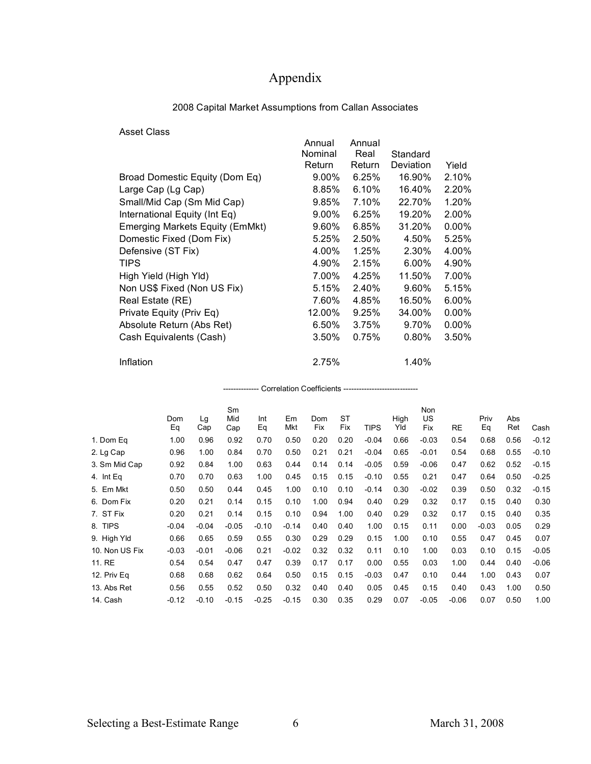# Appendix

2008 Capital Market Assumptions from Callan Associates

| Asset Class | Annual Nominal Return | Annual Real Return | Standard Deviation | Yield |
|---|---|---|---|---|
| Broad Domestic Equity (Dom Eq) | 9.00% | 6.25% | 16.90% | 2.10% |
| Large Cap (Lg Cap) | 8.85% | 6.10% | 16.40% | 2.20% |
| Small/Mid Cap (Sm Mid Cap) | 9.85% | 7.10% | 22.70% | 1.20% |
| International Equity (Int Eq) | 9.00% | 6.25% | 19.20% | 2.00% |
| Emerging Markets Equity (EmMkt) | 9.60% | 6.85% | 31.20% | 0.00% |
| Domestic Fixed (Dom Fix) | 5.25% | 2.50% | 4.50% | 5.25% |
| Defensive (ST Fix) | 4.00% | 1.25% | 2.30% | 4.00% |
| TIPS | 4.90% | 2.15% | 6.00% | 4.90% |
| High Yield (High Yld) | 7.00% | 4.25% | 11.50% | 7.00% |
| Non US$ Fixed (Non US Fix) | 5.15% | 2.40% | 9.60% | 5.15% |
| Real Estate (RE) | 7.60% | 4.85% | 16.50% | 6.00% |
| Private Equity (Priv Eq) | 12.00% | 9.25% | 34.00% | 0.00% |
| Absolute Return (Abs Ret) | 6.50% | 3.75% | 9.70% | 0.00% |
| Cash Equivalents (Cash) | 3.50% | 0.75% | 0.80% | 3.50% |
| | | | | |
| Inflation | 2.75% | | 1.40% | |

------------- Correlation Coefficients ----------------------------

| | Dom Eq | Lg Cap | Sm Mid Cap | Int Eq | Em Mkt | Dom Fix | ST Fix | TIPS | High Yld | Non US Fix | RE | Priv Eq | Abs Ret | Cash |
|---|---|---|---|---|---|---|---|---|---|---|---|---|---|---|
| 1. Dom Eq | 1.00 | 0.96 | 0.92 | 0.70 | 0.50 | 0.20 | 0.20 | -0.04 | 0.66 | -0.03 | 0.54 | 0.68 | 0.56 | -0.12 |
| 2. Lg Cap | 0.96 | 1.00 | 0.84 | 0.70 | 0.50 | 0.21 | 0.21 | -0.04 | 0.65 | -0.01 | 0.54 | 0.68 | 0.55 | -0.10 |
| 3. Sm Mid Cap | 0.92 | 0.84 | 1.00 | 0.63 | 0.44 | 0.14 | 0.14 | -0.05 | 0.59 | -0.06 | 0.47 | 0.62 | 0.52 | -0.15 |
| 4. Int Eq | 0.70 | 0.70 | 0.63 | 1.00 | 0.45 | 0.15 | 0.15 | -0.10 | 0.55 | 0.21 | 0.47 | 0.64 | 0.50 | -0.25 |
| 5. Em Mkt | 0.50 | 0.50 | 0.44 | 0.45 | 1.00 | 0.10 | 0.10 | -0.14 | 0.30 | -0.02 | 0.39 | 0.50 | 0.32 | -0.15 |
| 6. Dom Fix | 0.20 | 0.21 | 0.14 | 0.15 | 0.10 | 1.00 | 0.94 | 0.40 | 0.29 | 0.32 | 0.17 | 0.15 | 0.40 | 0.30 |
| 7. ST Fix | 0.20 | 0.21 | 0.14 | 0.15 | 0.10 | 0.94 | 1.00 | 0.40 | 0.29 | 0.32 | 0.17 | 0.15 | 0.40 | 0.35 |
| 8. TIPS | -0.04 | -0.04 | -0.05 | -0.10 | -0.14 | 0.40 | 0.40 | 1.00 | 0.15 | 0.11 | 0.00 | -0.03 | 0.05 | 0.29 |
| 9. High Yld | 0.66 | 0.65 | 0.59 | 0.55 | 0.30 | 0.29 | 0.29 | 0.15 | 1.00 | 0.10 | 0.55 | 0.47 | 0.45 | 0.07 |
| 10. Non US Fix | -0.03 | -0.01 | -0.06 | 0.21 | -0.02 | 0.32 | 0.32 | 0.11 | 0.10 | 1.00 | 0.03 | 0.10 | 0.15 | -0.05 |
| 11. RE | 0.54 | 0.54 | 0.47 | 0.47 | 0.39 | 0.17 | 0.17 | 0.00 | 0.55 | 0.03 | 1.00 | 0.44 | 0.40 | -0.06 |
| 12. Priv Eq | 0.68 | 0.68 | 0.62 | 0.64 | 0.50 | 0.15 | 0.15 | -0.03 | 0.47 | 0.10 | 0.44 | 1.00 | 0.43 | 0.07 |
| 13. Abs Ret | 0.56 | 0.55 | 0.52 | 0.50 | 0.32 | 0.40 | 0.40 | 0.05 | 0.45 | 0.15 | 0.40 | 0.43 | 1.00 | 0.50 |
| 14. Cash | -0.12 | -0.10 | -0.15 | -0.25 | -0.15 | 0.30 | 0.35 | 0.29 | 0.07 | -0.05 | -0.06 | 0.07 | 0.50 | 1.00 |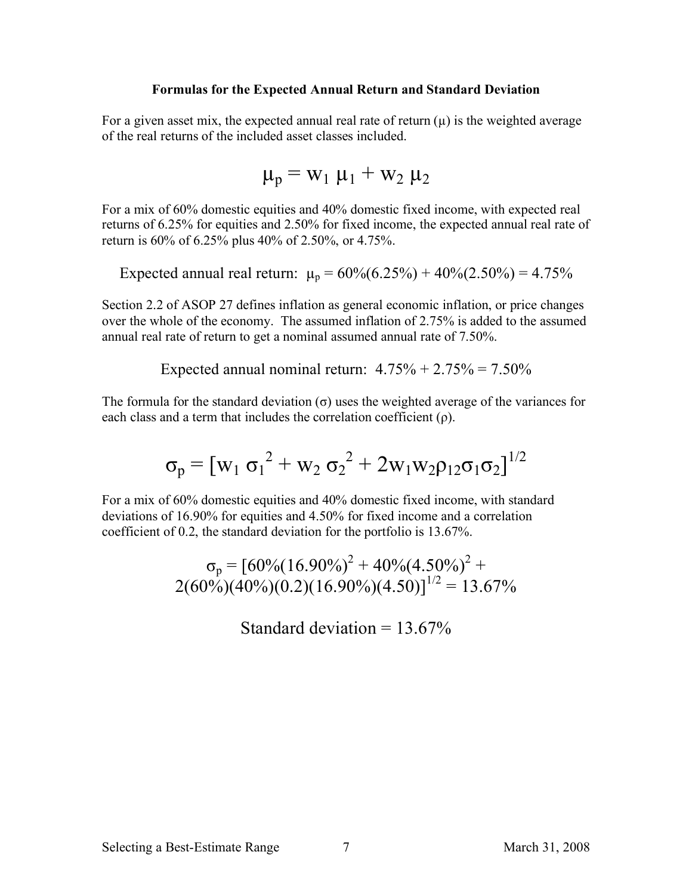**Formulas for the Expected Annual Return and Standard Deviation**

For a given asset mix, the expected annual real rate of return ($\mu$) is the weighted average of the real returns of the included asset classes included.

$$\mu_p = w_1 \mu_1 + w_2 \mu_2$$

For a mix of 60% domestic equities and 40% domestic fixed income, with expected real returns of 6.25% for equities and 2.50% for fixed income, the expected annual real rate of return is 60% of 6.25% plus 40% of 2.50%, or 4.75%.

Expected annual real return: $\mu_p = 60\%(6.25\%) + 40\%(2.50\%) = 4.75\%$

Section 2.2 of ASOP 27 defines inflation as general economic inflation, or price changes over the whole of the economy. The assumed inflation of 2.75% is added to the assumed annual real rate of return to get a nominal assumed annual rate of 7.50%.

Expected annual nominal return: $4.75\% + 2.75\% = 7.50\%$

The formula for the standard deviation ($\sigma$) uses the weighted average of the variances for each class and a term that includes the correlation coefficient ($\rho$).

$$\sigma_p = [w_1 \sigma_1^2 + w_2 \sigma_2^2 + 2w_1w_2\rho_{12}\sigma_1\sigma_2]^{1/2}$$

For a mix of 60% domestic equities and 40% domestic fixed income, with standard deviations of 16.90% for equities and 4.50% for fixed income and a correlation coefficient of 0.2, the standard deviation for the portfolio is 13.67%.

$$\sigma_p = [60\%(16.90\%)^2 + 40\%(4.50\%)^2 + 2(60\%)(40\%)(0.2)(16.90\%)(4.50)]^{1/2} = 13.67\%$$

Standard deviation = 13.67%